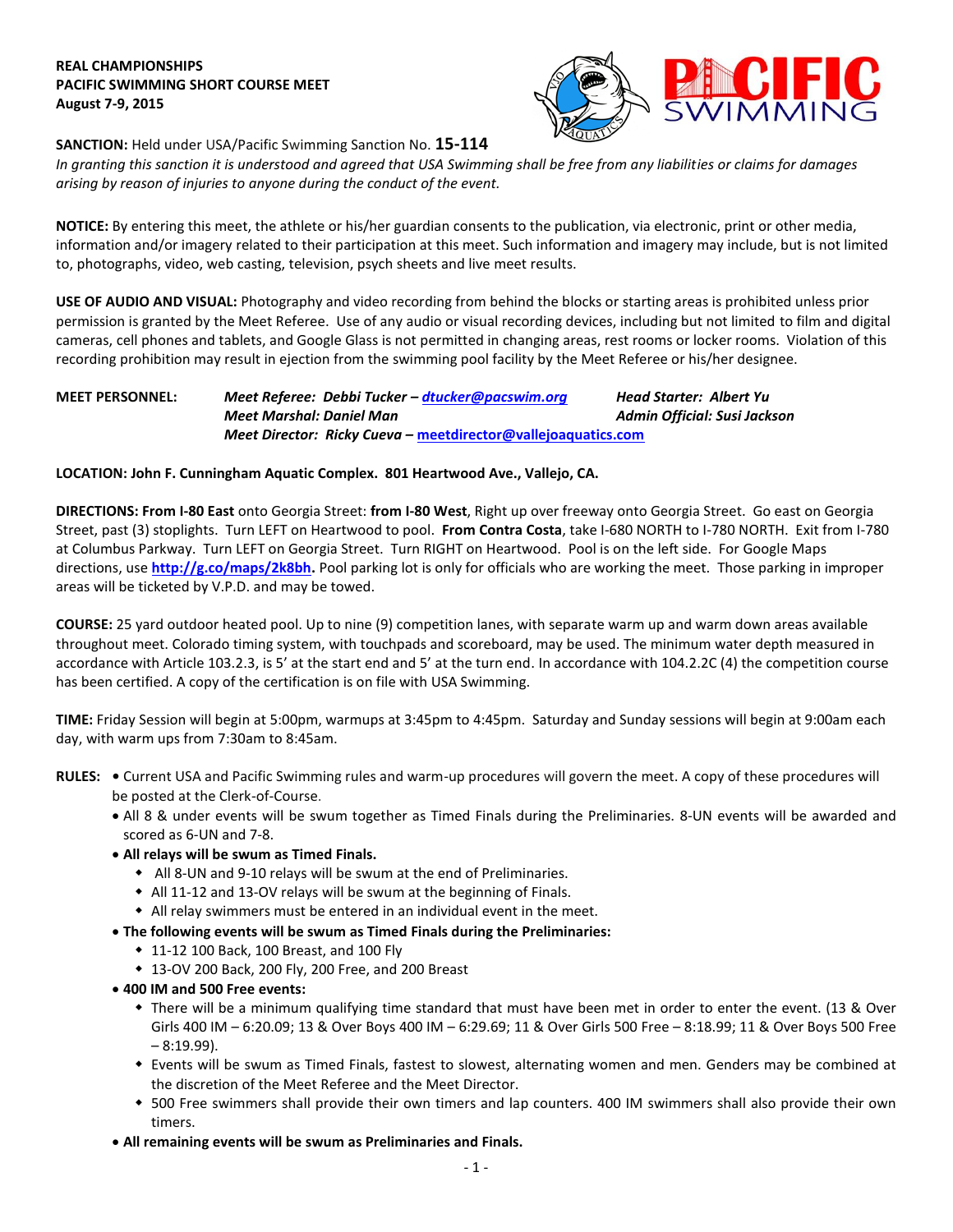**REAL CHAMPIONSHIPS**
**PACIFIC SWIMMING SHORT COURSE MEET**
**August 7-9, 2015**

**SANCTION:** Held under USA/Pacific Swimming Sanction No. **15-114**
*In granting this sanction it is understood and agreed that USA Swimming shall be free from any liabilities or claims for damages arising by reason of injuries to anyone during the conduct of the event.*

**NOTICE:** By entering this meet, the athlete or his/her guardian consents to the publication, via electronic, print or other media, information and/or imagery related to their participation at this meet. Such information and imagery may include, but is not limited to, photographs, video, web casting, television, psych sheets and live meet results.

**USE OF AUDIO AND VISUAL:** Photography and video recording from behind the blocks or starting areas is prohibited unless prior permission is granted by the Meet Referee. Use of any audio or visual recording devices, including but not limited to film and digital cameras, cell phones and tablets, and Google Glass is not permitted in changing areas, rest rooms or locker rooms. Violation of this recording prohibition may result in ejection from the swimming pool facility by the Meet Referee or his/her designee.

**MEET PERSONNEL:**
*Meet Referee: Debbi Tucker – dtucker@pacswim.org*
*Head Starter: Albert Yu*
*Meet Marshal: Daniel Man*
*Admin Official: Susi Jackson*
*Meet Director: Ricky Cueva – meetdirector@vallejoaquatics.com*

**LOCATION: John F. Cunningham Aquatic Complex. 801 Heartwood Ave., Vallejo, CA.**

**DIRECTIONS: From I-80 East** onto Georgia Street: **from I-80 West**, Right up over freeway onto Georgia Street. Go east on Georgia Street, past (3) stoplights. Turn LEFT on Heartwood to pool. **From Contra Costa**, take I-680 NORTH to I-780 NORTH. Exit from I-780 at Columbus Parkway. Turn LEFT on Georgia Street. Turn RIGHT on Heartwood. Pool is on the left side. For Google Maps directions, use **http://g.co/maps/2k8bh.** Pool parking lot is only for officials who are working the meet. Those parking in improper areas will be ticketed by V.P.D. and may be towed.

**COURSE:** 25 yard outdoor heated pool. Up to nine (9) competition lanes, with separate warm up and warm down areas available throughout meet. Colorado timing system, with touchpads and scoreboard, may be used. The minimum water depth measured in accordance with Article 103.2.3, is 5' at the start end and 5' at the turn end. In accordance with 104.2.2C (4) the competition course has been certified. A copy of the certification is on file with USA Swimming.

**TIME:** Friday Session will begin at 5:00pm, warmups at 3:45pm to 4:45pm. Saturday and Sunday sessions will begin at 9:00am each day, with warm ups from 7:30am to 8:45am.

**RULES:**
- Current USA and Pacific Swimming rules and warm-up procedures will govern the meet. A copy of these procedures will be posted at the Clerk-of-Course.
- All 8 & under events will be swum together as Timed Finals during the Preliminaries. 8-UN events will be awarded and scored as 6-UN and 7-8.
- **All relays will be swum as Timed Finals.**
  - All 8-UN and 9-10 relays will be swum at the end of Preliminaries.
  - All 11-12 and 13-OV relays will be swum at the beginning of Finals.
  - All relay swimmers must be entered in an individual event in the meet.
- **The following events will be swum as Timed Finals during the Preliminaries:**
  - 11-12 100 Back, 100 Breast, and 100 Fly
  - 13-OV 200 Back, 200 Fly, 200 Free, and 200 Breast
- **400 IM and 500 Free events:**
  - There will be a minimum qualifying time standard that must have been met in order to enter the event. (13 & Over Girls 400 IM – 6:20.09; 13 & Over Boys 400 IM – 6:29.69; 11 & Over Girls 500 Free – 8:18.99; 11 & Over Boys 500 Free – 8:19.99).
  - Events will be swum as Timed Finals, fastest to slowest, alternating women and men. Genders may be combined at the discretion of the Meet Referee and the Meet Director.
  - 500 Free swimmers shall provide their own timers and lap counters. 400 IM swimmers shall also provide their own timers.
- **All remaining events will be swum as Preliminaries and Finals.**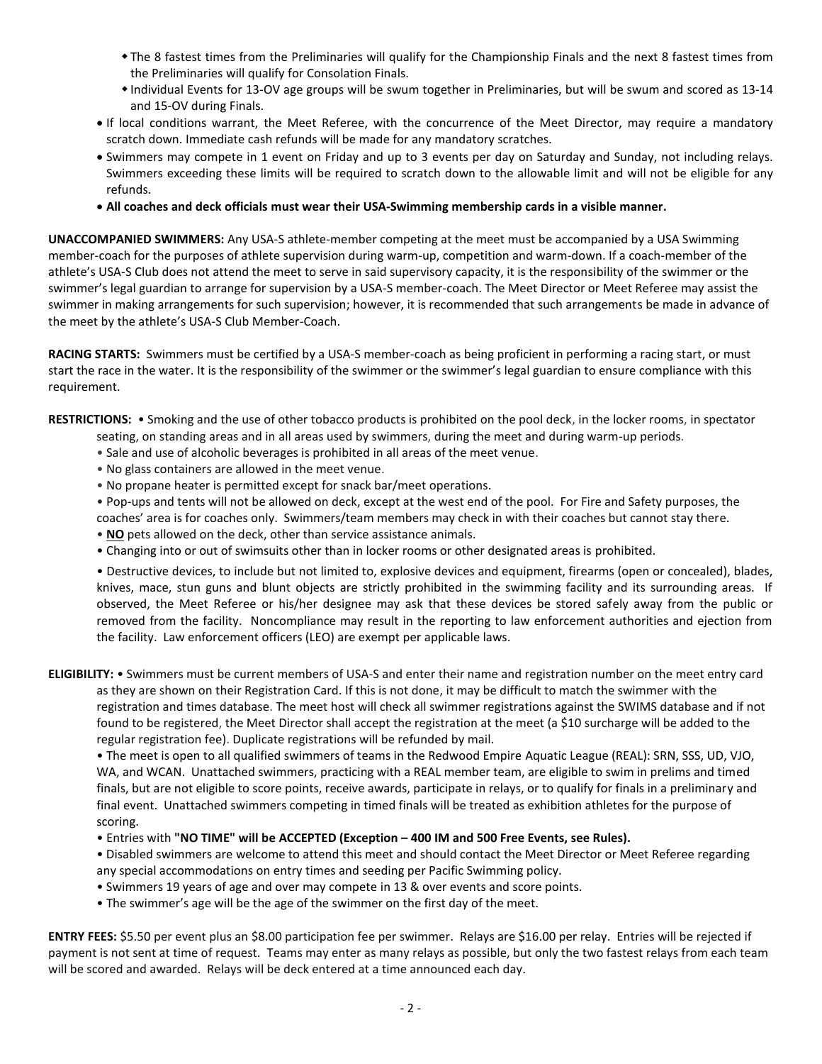- The 8 fastest times from the Preliminaries will qualify for the Championship Finals and the next 8 fastest times from the Preliminaries will qualify for Consolation Finals.
  - Individual Events for 13-OV age groups will be swum together in Preliminaries, but will be swum and scored as 13-14 and 15-OV during Finals.
- If local conditions warrant, the Meet Referee, with the concurrence of the Meet Director, may require a mandatory scratch down. Immediate cash refunds will be made for any mandatory scratches.
- Swimmers may compete in 1 event on Friday and up to 3 events per day on Saturday and Sunday, not including relays. Swimmers exceeding these limits will be required to scratch down to the allowable limit and will not be eligible for any refunds.
- **All coaches and deck officials must wear their USA-Swimming membership cards in a visible manner.**

**UNACCOMPANIED SWIMMERS:** Any USA-S athlete-member competing at the meet must be accompanied by a USA Swimming member-coach for the purposes of athlete supervision during warm-up, competition and warm-down. If a coach-member of the athlete's USA-S Club does not attend the meet to serve in said supervisory capacity, it is the responsibility of the swimmer or the swimmer's legal guardian to arrange for supervision by a USA-S member-coach. The Meet Director or Meet Referee may assist the swimmer in making arrangements for such supervision; however, it is recommended that such arrangements be made in advance of the meet by the athlete's USA-S Club Member-Coach.

**RACING STARTS:** Swimmers must be certified by a USA-S member-coach as being proficient in performing a racing start, or must start the race in the water. It is the responsibility of the swimmer or the swimmer's legal guardian to ensure compliance with this requirement.

**RESTRICTIONS:** • Smoking and the use of other tobacco products is prohibited on the pool deck, in the locker rooms, in spectator seating, on standing areas and in all areas used by swimmers, during the meet and during warm-up periods.

- Sale and use of alcoholic beverages is prohibited in all areas of the meet venue.
- No glass containers are allowed in the meet venue.
- No propane heater is permitted except for snack bar/meet operations.
- Pop-ups and tents will not be allowed on deck, except at the west end of the pool. For Fire and Safety purposes, the coaches' area is for coaches only. Swimmers/team members may check in with their coaches but cannot stay there.
- **NO** pets allowed on the deck, other than service assistance animals.
- Changing into or out of swimsuits other than in locker rooms or other designated areas is prohibited.
- Destructive devices, to include but not limited to, explosive devices and equipment, firearms (open or concealed), blades, knives, mace, stun guns and blunt objects are strictly prohibited in the swimming facility and its surrounding areas. If observed, the Meet Referee or his/her designee may ask that these devices be stored safely away from the public or removed from the facility. Noncompliance may result in the reporting to law enforcement authorities and ejection from the facility. Law enforcement officers (LEO) are exempt per applicable laws.

**ELIGIBILITY:** • Swimmers must be current members of USA-S and enter their name and registration number on the meet entry card as they are shown on their Registration Card. If this is not done, it may be difficult to match the swimmer with the registration and times database. The meet host will check all swimmer registrations against the SWIMS database and if not found to be registered, the Meet Director shall accept the registration at the meet (a $10 surcharge will be added to the regular registration fee). Duplicate registrations will be refunded by mail.

- The meet is open to all qualified swimmers of teams in the Redwood Empire Aquatic League (REAL): SRN, SSS, UD, VJO, WA, and WCAN. Unattached swimmers, practicing with a REAL member team, are eligible to swim in prelims and timed finals, but are not eligible to score points, receive awards, participate in relays, or to qualify for finals in a preliminary and final event. Unattached swimmers competing in timed finals will be treated as exhibition athletes for the purpose of scoring.
- Entries with **"NO TIME" will be ACCEPTED (Exception – 400 IM and 500 Free Events, see Rules).**
- Disabled swimmers are welcome to attend this meet and should contact the Meet Director or Meet Referee regarding any special accommodations on entry times and seeding per Pacific Swimming policy.
- Swimmers 19 years of age and over may compete in 13 & over events and score points.
- The swimmer's age will be the age of the swimmer on the first day of the meet.

**ENTRY FEES:** $5.50 per event plus an $8.00 participation fee per swimmer. Relays are $16.00 per relay. Entries will be rejected if payment is not sent at time of request. Teams may enter as many relays as possible, but only the two fastest relays from each team will be scored and awarded. Relays will be deck entered at a time announced each day.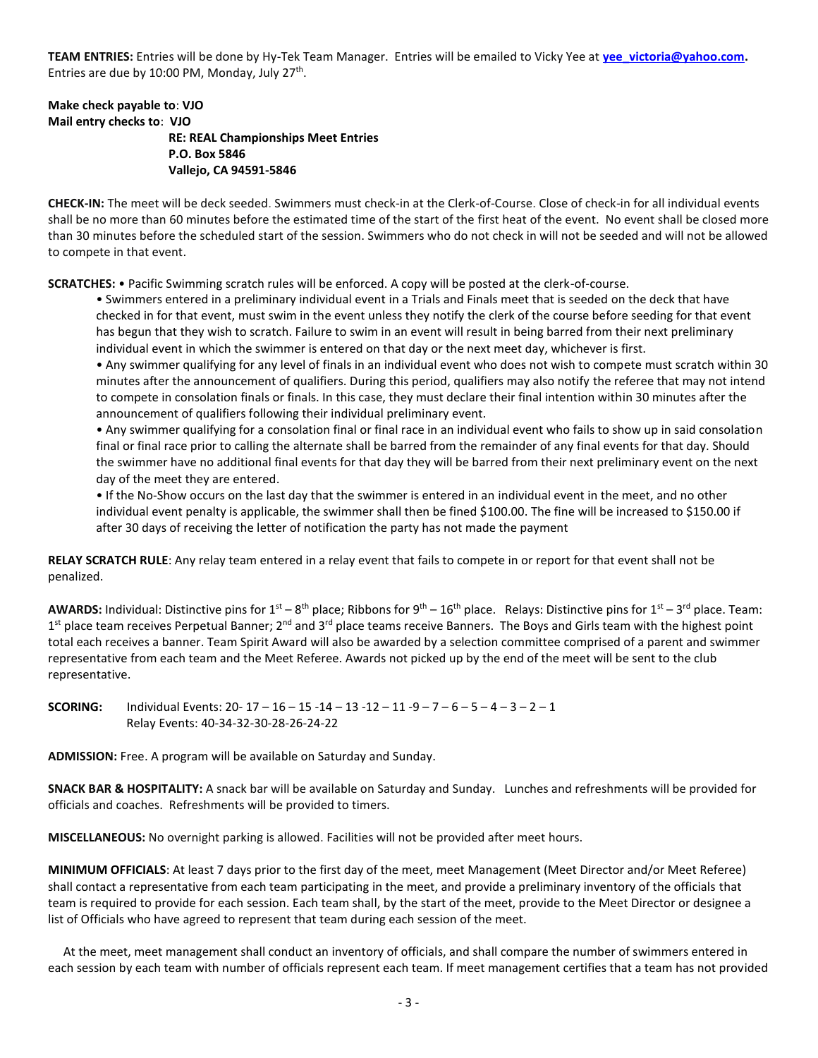**TEAM ENTRIES:** Entries will be done by Hy-Tek Team Manager. Entries will be emailed to Vicky Yee at **yee_victoria@yahoo.com.** Entries are due by 10:00 PM, Monday, July 27th.

**Make check payable to**: **VJO**
**Mail entry checks to**: **VJO**
**RE: REAL Championships Meet Entries**
**P.O. Box 5846**
**Vallejo, CA 94591-5846**

**CHECK-IN:** The meet will be deck seeded. Swimmers must check-in at the Clerk-of-Course. Close of check-in for all individual events shall be no more than 60 minutes before the estimated time of the start of the first heat of the event. No event shall be closed more than 30 minutes before the scheduled start of the session. Swimmers who do not check in will not be seeded and will not be allowed to compete in that event.

**SCRATCHES:** • Pacific Swimming scratch rules will be enforced. A copy will be posted at the clerk-of-course.

- Swimmers entered in a preliminary individual event in a Trials and Finals meet that is seeded on the deck that have checked in for that event, must swim in the event unless they notify the clerk of the course before seeding for that event has begun that they wish to scratch. Failure to swim in an event will result in being barred from their next preliminary individual event in which the swimmer is entered on that day or the next meet day, whichever is first.
- Any swimmer qualifying for any level of finals in an individual event who does not wish to compete must scratch within 30 minutes after the announcement of qualifiers. During this period, qualifiers may also notify the referee that may not intend to compete in consolation finals or finals. In this case, they must declare their final intention within 30 minutes after the announcement of qualifiers following their individual preliminary event.
- Any swimmer qualifying for a consolation final or final race in an individual event who fails to show up in said consolation final or final race prior to calling the alternate shall be barred from the remainder of any final events for that day. Should the swimmer have no additional final events for that day they will be barred from their next preliminary event on the next day of the meet they are entered.
- If the No-Show occurs on the last day that the swimmer is entered in an individual event in the meet, and no other individual event penalty is applicable, the swimmer shall then be fined $100.00. The fine will be increased to $150.00 if after 30 days of receiving the letter of notification the party has not made the payment

**RELAY SCRATCH RULE**: Any relay team entered in a relay event that fails to compete in or report for that event shall not be penalized.

**AWARDS:** Individual: Distinctive pins for 1st – 8th place; Ribbons for 9th – 16th place. Relays: Distinctive pins for 1st – 3rd place. Team: 1st place team receives Perpetual Banner; 2nd and 3rd place teams receive Banners. The Boys and Girls team with the highest point total each receives a banner. Team Spirit Award will also be awarded by a selection committee comprised of a parent and swimmer representative from each team and the Meet Referee. Awards not picked up by the end of the meet will be sent to the club representative.

**SCORING:** Individual Events: 20- 17 – 16 – 15 -14 – 13 -12 – 11 -9 – 7 – 6 – 5 – 4 – 3 – 2 – 1
Relay Events: 40-34-32-30-28-26-24-22

**ADMISSION:** Free. A program will be available on Saturday and Sunday.

**SNACK BAR & HOSPITALITY:** A snack bar will be available on Saturday and Sunday. Lunches and refreshments will be provided for officials and coaches. Refreshments will be provided to timers.

**MISCELLANEOUS:** No overnight parking is allowed. Facilities will not be provided after meet hours.

**MINIMUM OFFICIALS**: At least 7 days prior to the first day of the meet, meet Management (Meet Director and/or Meet Referee) shall contact a representative from each team participating in the meet, and provide a preliminary inventory of the officials that team is required to provide for each session. Each team shall, by the start of the meet, provide to the Meet Director or designee a list of Officials who have agreed to represent that team during each session of the meet.

At the meet, meet management shall conduct an inventory of officials, and shall compare the number of swimmers entered in each session by each team with number of officials represent each team. If meet management certifies that a team has not provided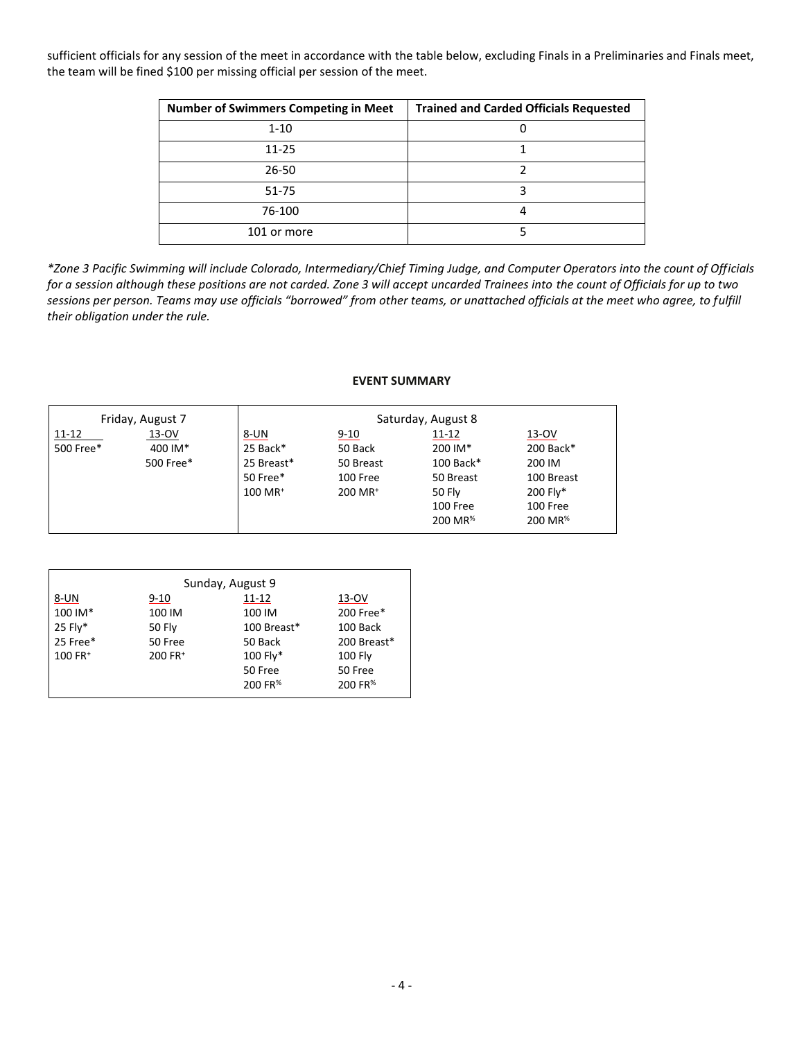sufficient officials for any session of the meet in accordance with the table below, excluding Finals in a Preliminaries and Finals meet, the team will be fined $100 per missing official per session of the meet.

| Number of Swimmers Competing in Meet | Trained and Carded Officials Requested |
|---|---|
| 1-10 | 0 |
| 11-25 | 1 |
| 26-50 | 2 |
| 51-75 | 3 |
| 76-100 | 4 |
| 101 or more | 5 |

*\*Zone 3 Pacific Swimming will include Colorado, Intermediary/Chief Timing Judge, and Computer Operators into the count of Officials for a session although these positions are not carded. Zone 3 will accept uncarded Trainees into the count of Officials for up to two sessions per person. Teams may use officials "borrowed" from other teams, or unattached officials at the meet who agree, to fulfill their obligation under the rule.*

**EVENT SUMMARY**

| Friday, August 7 | | Saturday, August 8 | | | |
|---|---|---|---|---|---|
| 11-12 | 13-OV | 8-UN | 9-10 | 11-12 | 13-OV |
| 500 Free* | 400 IM* | 25 Back* | 50 Back | 200 IM* | 200 Back* |
| | 500 Free* | 25 Breast* | 50 Breast | 100 Back* | 200 IM |
| | | 50 Free* | 100 Free | 50 Breast | 100 Breast |
| | | 100 MR⁺ | 200 MR⁺ | 50 Fly | 200 Fly* |
| | | | | 100 Free | 100 Free |
| | | | | 200 MR% | 200 MR% |

| Sunday, August 9 | | | |
|---|---|---|---|
| 8-UN | 9-10 | 11-12 | 13-OV |
| 100 IM* | 100 IM | 100 IM | 200 Free* |
| 25 Fly* | 50 Fly | 100 Breast* | 100 Back |
| 25 Free* | 50 Free | 50 Back | 200 Breast* |
| 100 FR⁺ | 200 FR⁺ | 100 Fly* | 100 Fly |
| | | 50 Free | 50 Free |
| | | 200 FR% | 200 FR% |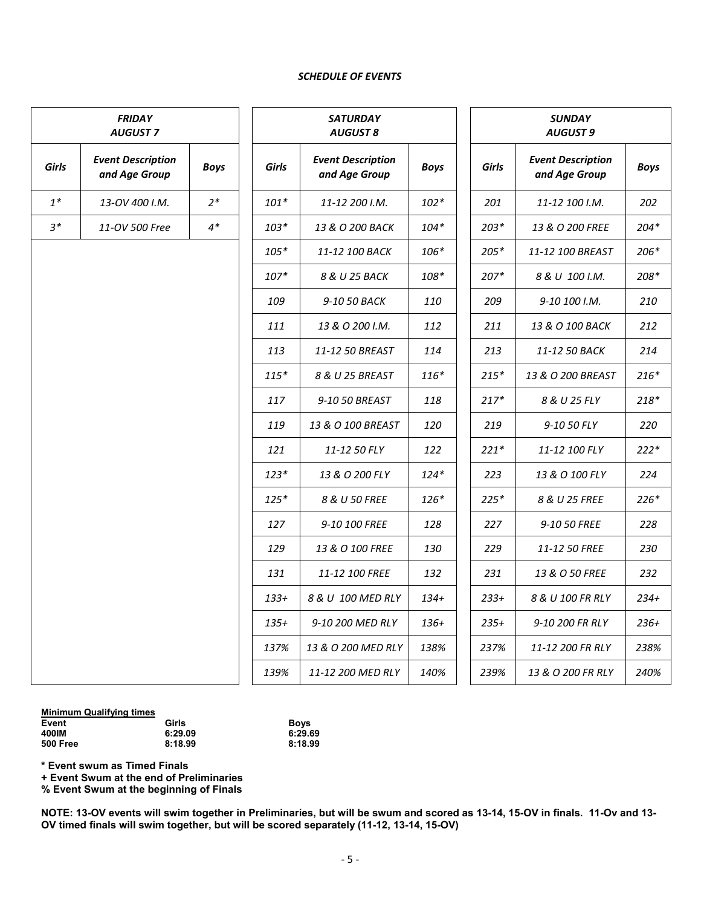## *SCHEDULE OF EVENTS*

| *FRIDAY AUGUST 7* | | |
|---|---|---|
| *Girls* | *Event Description and Age Group* | *Boys* |
| *1** | *13-OV 400 I.M.* | *2** |
| *3** | *11-OV 500 Free* | *4** |

| *SATURDAY AUGUST 8* | | |
|---|---|---|
| *Girls* | *Event Description and Age Group* | *Boys* |
| *101** | *11-12 200 I.M.* | *102** |
| *103** | *13 & O 200 BACK* | *104** |
| *105** | *11-12 100 BACK* | *106** |
| *107** | *8 & U 25 BACK* | *108** |
| *109* | *9-10 50 BACK* | *110* |
| *111* | *13 & O 200 I.M.* | *112* |
| *113* | *11-12 50 BREAST* | *114* |
| *115** | *8 & U 25 BREAST* | *116** |
| *117* | *9-10 50 BREAST* | *118* |
| *119* | *13 & O 100 BREAST* | *120* |
| *121* | *11-12 50 FLY* | *122* |
| *123** | *13 & O 200 FLY* | *124** |
| *125** | *8 & U 50 FREE* | *126** |
| *127* | *9-10 100 FREE* | *128* |
| *129* | *13 & O 100 FREE* | *130* |
| *131* | *11-12 100 FREE* | *132* |
| *133+* | *8 & U 100 MED RLY* | *134+* |
| *135+* | *9-10 200 MED RLY* | *136+* |
| *137%* | *13 & O 200 MED RLY* | *138%* |
| *139%* | *11-12 200 MED RLY* | *140%* |

| *SUNDAY AUGUST 9* | | |
|---|---|---|
| *Girls* | *Event Description and Age Group* | *Boys* |
| *201* | *11-12 100 I.M.* | *202* |
| *203** | *13 & O 200 FREE* | *204** |
| *205** | *11-12 100 BREAST* | *206** |
| *207** | *8 & U 100 I.M.* | *208** |
| *209* | *9-10 100 I.M.* | *210* |
| *211* | *13 & O 100 BACK* | *212* |
| *213* | *11-12 50 BACK* | *214* |
| *215** | *13 & O 200 BREAST* | *216** |
| *217** | *8 & U 25 FLY* | *218** |
| *219* | *9-10 50 FLY* | *220* |
| *221** | *11-12 100 FLY* | *222** |
| *223* | *13 & O 100 FLY* | *224* |
| *225** | *8 & U 25 FREE* | *226** |
| *227* | *9-10 50 FREE* | *228* |
| *229* | *11-12 50 FREE* | *230* |
| *231* | *13 & O 50 FREE* | *232* |
| *233+* | *8 & U 100 FR RLY* | *234+* |
| *235+* | *9-10 200 FR RLY* | *236+* |
| *237%* | *11-12 200 FR RLY* | *238%* |
| *239%* | *13 & O 200 FR RLY* | *240%* |

**Minimum Qualifying times**

| Event | Girls | Boys |
|---|---|---|
| 400IM | 6:29.09 | 6:29.69 |
| 500 Free | 8:18.99 | 8:18.99 |

**\* Event swum as Timed Finals**
**+ Event Swum at the end of Preliminaries**
**% Event Swum at the beginning of Finals**

**NOTE: 13-OV events will swim together in Preliminaries, but will be swum and scored as 13-14, 15-OV in finals. 11-Ov and 13-OV timed finals will swim together, but will be scored separately (11-12, 13-14, 15-OV)**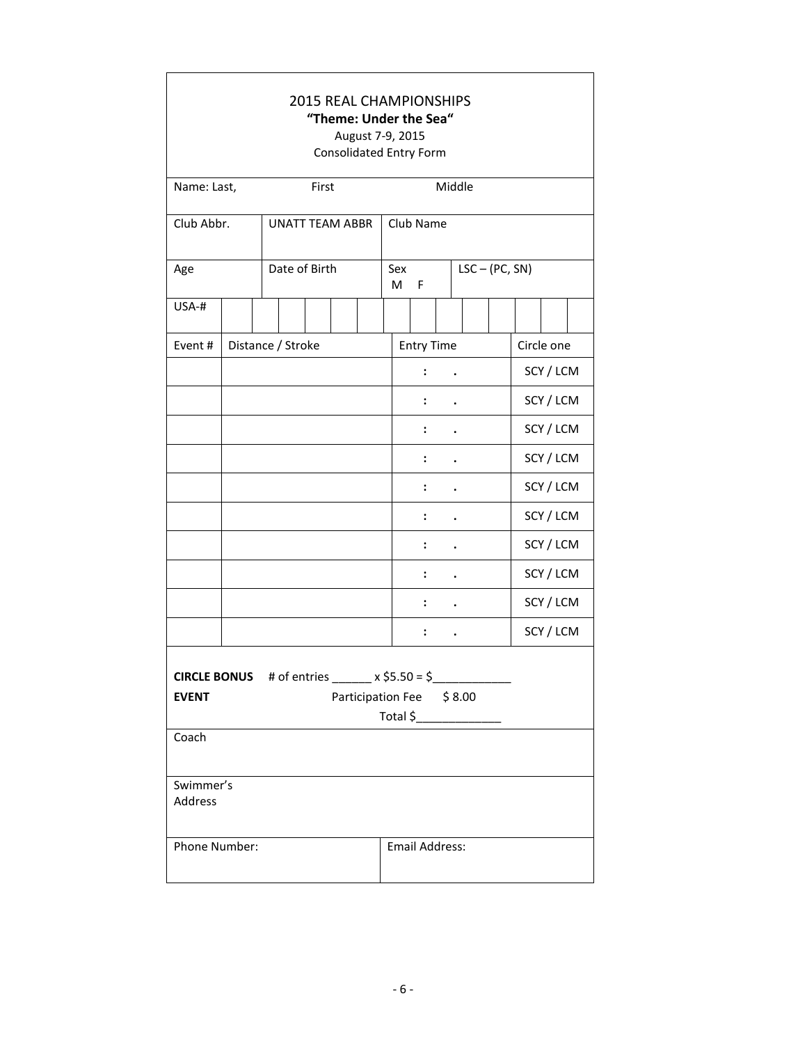# 2015 REAL CHAMPIONSHIPS

**"Theme: Under the Sea"**

August 7-9, 2015

Consolidated Entry Form

| Name: Last, | First | Middle |
|---|---|---|
| | | |

| Club Abbr. | UNATT TEAM ABBR | Club Name |
|---|---|---|
| | | |

| Age | Date of Birth | Sex M F | LSC – (PC, SN) |
|---|---|---|---|
| | | | |

| USA-# | | | | | | | | | | | | | |
|---|---|---|---|---|---|---|---|---|---|---|---|---|---|

| Event # | Distance / Stroke | Entry Time | Circle one |
|---|---|---|---|
| | | : . | SCY / LCM |
| | | : . | SCY / LCM |
| | | : . | SCY / LCM |
| | | : . | SCY / LCM |
| | | : . | SCY / LCM |
| | | : . | SCY / LCM |
| | | : . | SCY / LCM |
| | | : . | SCY / LCM |
| | | : . | SCY / LCM |
| | | : . | SCY / LCM |

**CIRCLE BONUS** # of entries ______ x $5.50 = $____________

**EVENT** Participation Fee $ 8.00

Total $_____________

Coach

Swimmer's Address

| Phone Number: | Email Address: |
|---|---|
| | |